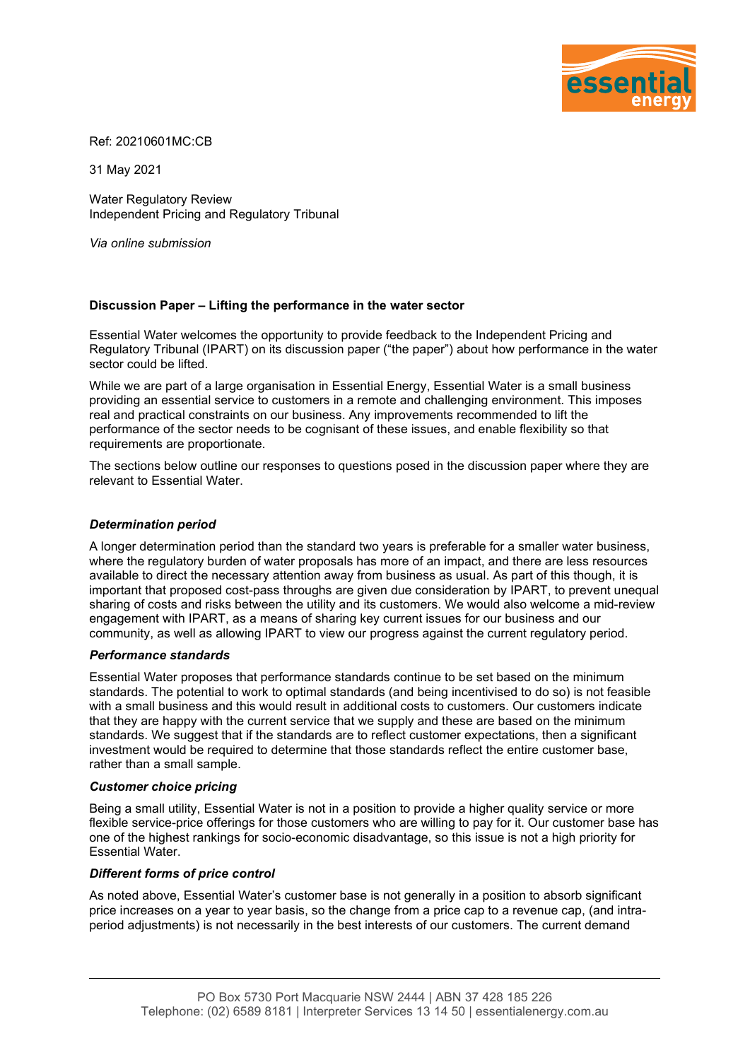Ref: 20210601MC:CB

31 May 2021

Water Regulatory Review
Independent Pricing and Regulatory Tribunal

*Via online submission*

**Discussion Paper – Lifting the performance in the water sector**

Essential Water welcomes the opportunity to provide feedback to the Independent Pricing and Regulatory Tribunal (IPART) on its discussion paper ("the paper") about how performance in the water sector could be lifted.

While we are part of a large organisation in Essential Energy, Essential Water is a small business providing an essential service to customers in a remote and challenging environment. This imposes real and practical constraints on our business. Any improvements recommended to lift the performance of the sector needs to be cognisant of these issues, and enable flexibility so that requirements are proportionate.

The sections below outline our responses to questions posed in the discussion paper where they are relevant to Essential Water.

***Determination period***

A longer determination period than the standard two years is preferable for a smaller water business, where the regulatory burden of water proposals has more of an impact, and there are less resources available to direct the necessary attention away from business as usual. As part of this though, it is important that proposed cost-pass throughs are given due consideration by IPART, to prevent unequal sharing of costs and risks between the utility and its customers. We would also welcome a mid-review engagement with IPART, as a means of sharing key current issues for our business and our community, as well as allowing IPART to view our progress against the current regulatory period.

***Performance standards***

Essential Water proposes that performance standards continue to be set based on the minimum standards. The potential to work to optimal standards (and being incentivised to do so) is not feasible with a small business and this would result in additional costs to customers. Our customers indicate that they are happy with the current service that we supply and these are based on the minimum standards. We suggest that if the standards are to reflect customer expectations, then a significant investment would be required to determine that those standards reflect the entire customer base, rather than a small sample.

***Customer choice pricing***

Being a small utility, Essential Water is not in a position to provide a higher quality service or more flexible service-price offerings for those customers who are willing to pay for it. Our customer base has one of the highest rankings for socio-economic disadvantage, so this issue is not a high priority for Essential Water.

***Different forms of price control***

As noted above, Essential Water's customer base is not generally in a position to absorb significant price increases on a year to year basis, so the change from a price cap to a revenue cap, (and intra-period adjustments) is not necessarily in the best interests of our customers. The current demand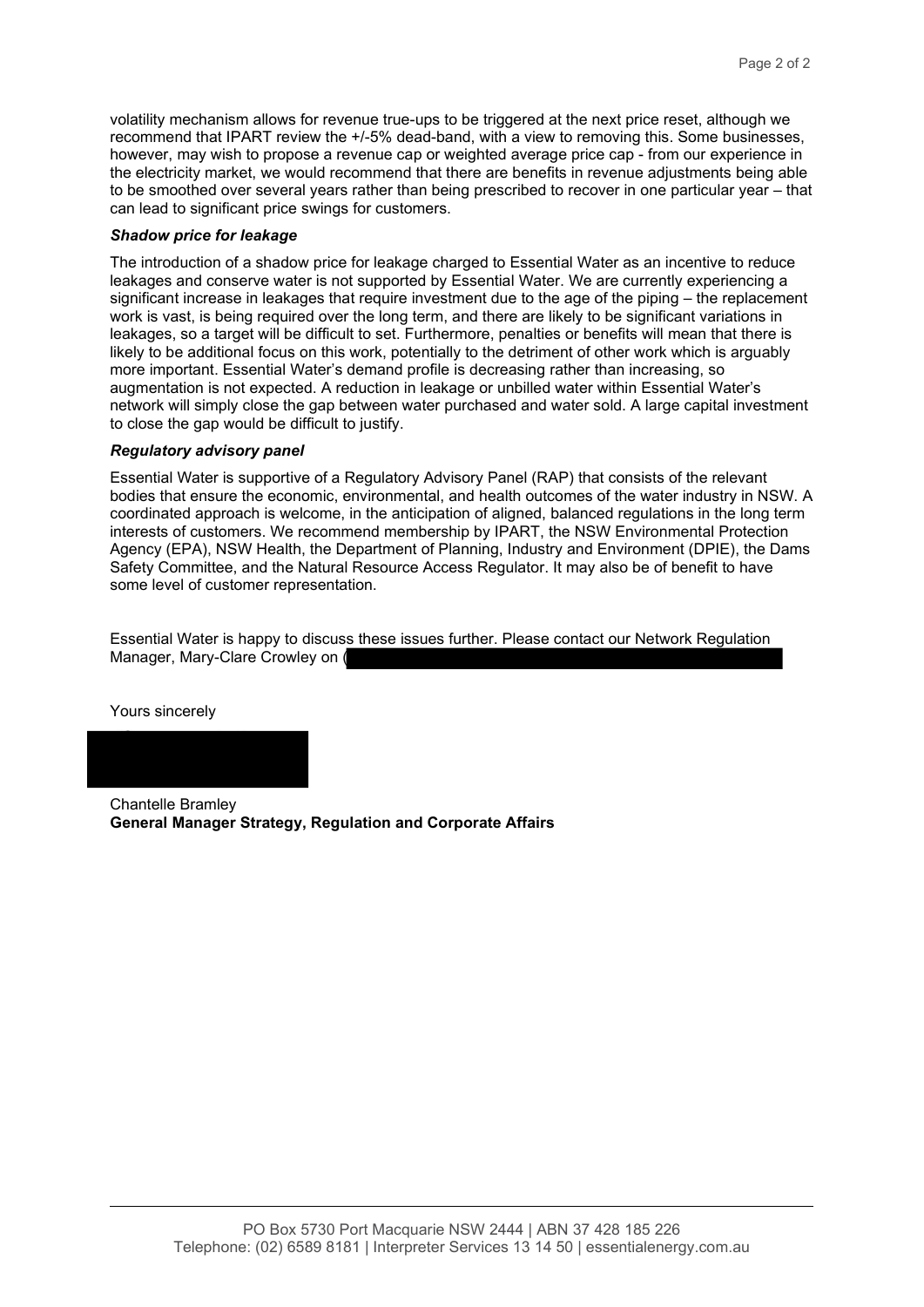volatility mechanism allows for revenue true-ups to be triggered at the next price reset, although we recommend that IPART review the +/-5% dead-band, with a view to removing this. Some businesses, however, may wish to propose a revenue cap or weighted average price cap - from our experience in the electricity market, we would recommend that there are benefits in revenue adjustments being able to be smoothed over several years rather than being prescribed to recover in one particular year – that can lead to significant price swings for customers.

***Shadow price for leakage***

The introduction of a shadow price for leakage charged to Essential Water as an incentive to reduce leakages and conserve water is not supported by Essential Water. We are currently experiencing a significant increase in leakages that require investment due to the age of the piping – the replacement work is vast, is being required over the long term, and there are likely to be significant variations in leakages, so a target will be difficult to set. Furthermore, penalties or benefits will mean that there is likely to be additional focus on this work, potentially to the detriment of other work which is arguably more important. Essential Water's demand profile is decreasing rather than increasing, so augmentation is not expected. A reduction in leakage or unbilled water within Essential Water's network will simply close the gap between water purchased and water sold. A large capital investment to close the gap would be difficult to justify.

***Regulatory advisory panel***

Essential Water is supportive of a Regulatory Advisory Panel (RAP) that consists of the relevant bodies that ensure the economic, environmental, and health outcomes of the water industry in NSW. A coordinated approach is welcome, in the anticipation of aligned, balanced regulations in the long term interests of customers. We recommend membership by IPART, the NSW Environmental Protection Agency (EPA), NSW Health, the Department of Planning, Industry and Environment (DPIE), the Dams Safety Committee, and the Natural Resource Access Regulator. It may also be of benefit to have some level of customer representation.

Essential Water is happy to discuss these issues further. Please contact our Network Regulation Manager, Mary-Clare Crowley on (

Yours sincerely

Chantelle Bramley
**General Manager Strategy, Regulation and Corporate Affairs**

PO Box 5730 Port Macquarie NSW 2444 | ABN 37 428 185 226
Telephone: (02) 6589 8181 | Interpreter Services 13 14 50 | essentialenergy.com.au